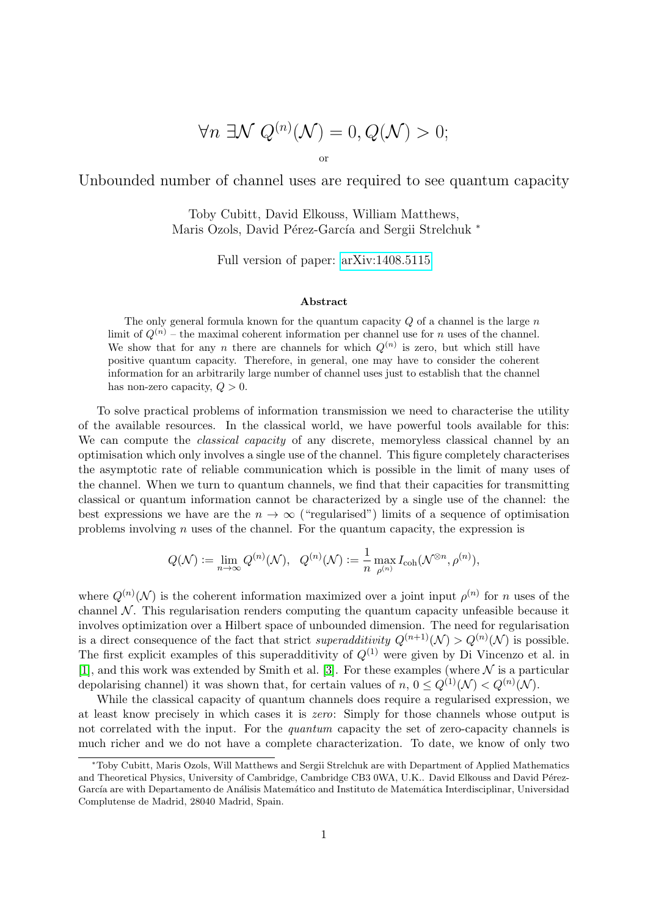# $\forall n\ \exists \mathcal{N}\ Q^{(n)}(\mathcal{N}) = 0, Q(\mathcal{N}) > 0;$

or

## Unbounded number of channel uses are required to see quantum capacity

Toby Cubitt, David Elkouss, William Matthews, Maris Ozols, David Pérez-García and Sergii Strelchuk *

Full version of paper: arXiv:1408.5115

**Abstract**

The only general formula known for the quantum capacity $Q$ of a channel is the large $n$ limit of $Q^{(n)}$ – the maximal coherent information per channel use for $n$ uses of the channel. We show that for any $n$ there are channels for which $Q^{(n)}$ is zero, but which still have positive quantum capacity. Therefore, in general, one may have to consider the coherent information for an arbitrarily large number of channel uses just to establish that the channel has non-zero capacity, $Q > 0$.

To solve practical problems of information transmission we need to characterise the utility of the available resources. In the classical world, we have powerful tools available for this: We can compute the *classical capacity* of any discrete, memoryless classical channel by an optimisation which only involves a single use of the channel. This figure completely characterises the asymptotic rate of reliable communication which is possible in the limit of many uses of the channel. When we turn to quantum channels, we find that their capacities for transmitting classical or quantum information cannot be characterized by a single use of the channel: the best expressions we have are the $n \to \infty$ ("regularised") limits of a sequence of optimisation problems involving $n$ uses of the channel. For the quantum capacity, the expression is

$$Q(\mathcal{N}) := \lim_{n\to\infty} Q^{(n)}(\mathcal{N}), \quad Q^{(n)}(\mathcal{N}) := \frac{1}{n} \max_{\rho^{(n)}} I_{\mathrm{coh}}(\mathcal{N}^{\otimes n}, \rho^{(n)}),$$

where $Q^{(n)}(\mathcal{N})$ is the coherent information maximized over a joint input $\rho^{(n)}$ for $n$ uses of the channel $\mathcal{N}$. This regularisation renders computing the quantum capacity unfeasible because it involves optimization over a Hilbert space of unbounded dimension. The need for regularisation is a direct consequence of the fact that strict *superadditivity* $Q^{(n+1)}(\mathcal{N}) > Q^{(n)}(\mathcal{N})$ is possible. The first explicit examples of this superadditivity of $Q^{(1)}$ were given by Di Vincenzo et al. in [1], and this work was extended by Smith et al. [3]. For these examples (where $\mathcal{N}$ is a particular depolarising channel) it was shown that, for certain values of $n$, $0 \leq Q^{(1)}(\mathcal{N}) < Q^{(n)}(\mathcal{N})$.

While the classical capacity of quantum channels does require a regularised expression, we at least know precisely in which cases it is *zero*: Simply for those channels whose output is not correlated with the input. For the *quantum* capacity the set of zero-capacity channels is much richer and we do not have a complete characterization. To date, we know of only two

*Toby Cubitt, Maris Ozols, Will Matthews and Sergii Strelchuk are with Department of Applied Mathematics and Theoretical Physics, University of Cambridge, Cambridge CB3 0WA, U.K.. David Elkouss and David Pérez-García are with Departamento de Análisis Matemático and Instituto de Matemática Interdisciplinar, Universidad Complutense de Madrid, 28040 Madrid, Spain.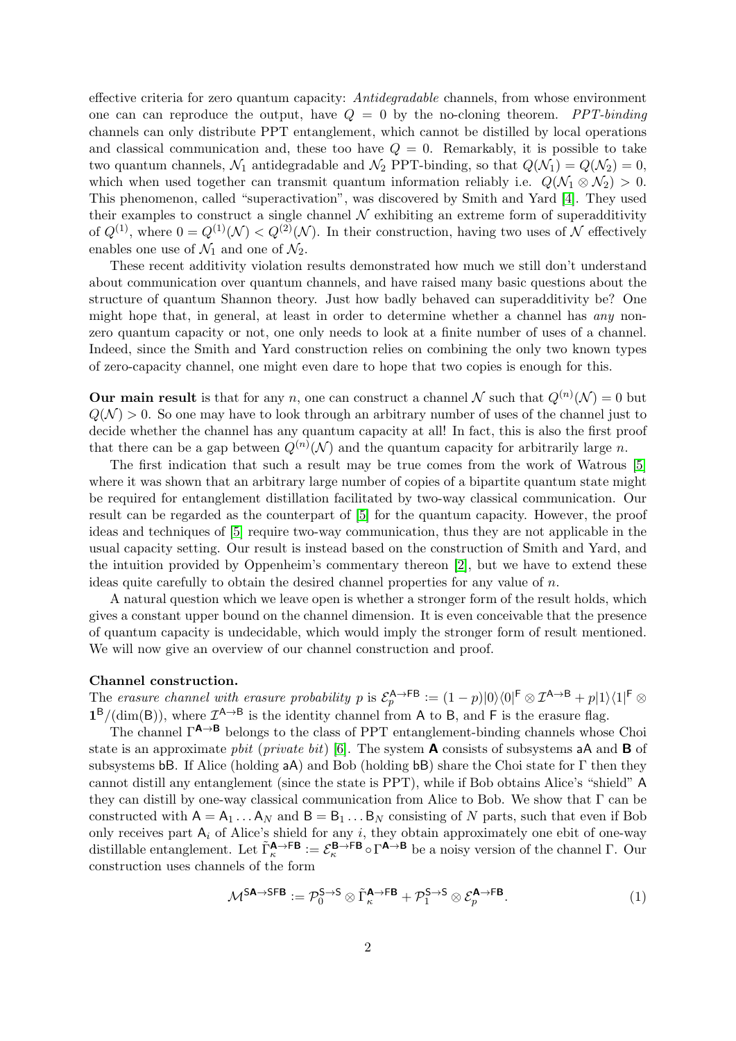effective criteria for zero quantum capacity: *Antidegradable* channels, from whose environment one can can reproduce the output, have $Q = 0$ by the no-cloning theorem. *PPT-binding* channels can only distribute PPT entanglement, which cannot be distilled by local operations and classical communication and, these too have $Q = 0$. Remarkably, it is possible to take two quantum channels, $\mathcal{N}_1$ antidegradable and $\mathcal{N}_2$ PPT-binding, so that $Q(\mathcal{N}_1) = Q(\mathcal{N}_2) = 0$, which when used together can transmit quantum information reliably i.e. $Q(\mathcal{N}_1 \otimes \mathcal{N}_2) > 0$. This phenomenon, called "superactivation", was discovered by Smith and Yard [4]. They used their examples to construct a single channel $\mathcal{N}$ exhibiting an extreme form of superadditivity of $Q^{(1)}$, where $0 = Q^{(1)}(\mathcal{N}) < Q^{(2)}(\mathcal{N})$. In their construction, having two uses of $\mathcal{N}$ effectively enables one use of $\mathcal{N}_1$ and one of $\mathcal{N}_2$.

These recent additivity violation results demonstrated how much we still don't understand about communication over quantum channels, and have raised many basic questions about the structure of quantum Shannon theory. Just how badly behaved can superadditivity be? One might hope that, in general, at least in order to determine whether a channel has *any* non-zero quantum capacity or not, one only needs to look at a finite number of uses of a channel. Indeed, since the Smith and Yard construction relies on combining the only two known types of zero-capacity channel, one might even dare to hope that two copies is enough for this.

**Our main result** is that for any $n$, one can construct a channel $\mathcal{N}$ such that $Q^{(n)}(\mathcal{N}) = 0$ but $Q(\mathcal{N}) > 0$. So one may have to look through an arbitrary number of uses of the channel just to decide whether the channel has any quantum capacity at all! In fact, this is also the first proof that there can be a gap between $Q^{(n)}(\mathcal{N})$ and the quantum capacity for arbitrarily large $n$.

The first indication that such a result may be true comes from the work of Watrous [5] where it was shown that an arbitrary large number of copies of a bipartite quantum state might be required for entanglement distillation facilitated by two-way classical communication. Our result can be regarded as the counterpart of [5] for the quantum capacity. However, the proof ideas and techniques of [5] require two-way communication, thus they are not applicable in the usual capacity setting. Our result is instead based on the construction of Smith and Yard, and the intuition provided by Oppenheim's commentary thereon [2], but we have to extend these ideas quite carefully to obtain the desired channel properties for any value of $n$.

A natural question which we leave open is whether a stronger form of the result holds, which gives a constant upper bound on the channel dimension. It is even conceivable that the presence of quantum capacity is undecidable, which would imply the stronger form of result mentioned. We will now give an overview of our channel construction and proof.

**Channel construction.**
The *erasure channel with erasure probability* $p$ is $\mathcal{E}_p^{\mathsf{A}\to\mathsf{FB}} := (1-p)|0\rangle\langle 0|^{\mathsf{F}} \otimes \mathcal{I}^{\mathsf{A}\to\mathsf{B}} + p|1\rangle\langle 1|^{\mathsf{F}} \otimes \mathbf{1}^{\mathsf{B}}/(\dim(\mathsf{B}))$, where $\mathcal{I}^{\mathsf{A}\to\mathsf{B}}$ is the identity channel from $\mathsf{A}$ to $\mathsf{B}$, and $\mathsf{F}$ is the erasure flag.

The channel $\Gamma^{\mathbf{A}\to\mathbf{B}}$ belongs to the class of PPT entanglement-binding channels whose Choi state is an approximate *pbit* (*private bit*) [6]. The system $\mathbf{A}$ consists of subsystems $\mathsf{aA}$ and $\mathbf{B}$ of subsystems $\mathsf{bB}$. If Alice (holding $\mathsf{aA}$) and Bob (holding $\mathsf{bB}$) share the Choi state for $\Gamma$ then they cannot distill any entanglement (since the state is PPT), while if Bob obtains Alice's "shield" $\mathsf{A}$ they can distill by one-way classical communication from Alice to Bob. We show that $\Gamma$ can be constructed with $\mathsf{A} = \mathsf{A}_1 \ldots \mathsf{A}_N$ and $\mathsf{B} = \mathsf{B}_1 \ldots \mathsf{B}_N$ consisting of $N$ parts, such that even if Bob only receives part $\mathsf{A}_i$ of Alice's shield for any $i$, they obtain approximately one ebit of one-way distillable entanglement. Let $\tilde{\Gamma}_\kappa^{\mathbf{A}\to\mathsf{F}\mathbf{B}} := \mathcal{E}_\kappa^{\mathbf{B}\to\mathsf{F}\mathbf{B}} \circ \Gamma^{\mathbf{A}\to\mathbf{B}}$ be a noisy version of the channel $\Gamma$. Our construction uses channels of the form

$$\mathcal{M}^{\mathsf{S}\mathbf{A}\to\mathsf{SF}\mathbf{B}} := \mathcal{P}_0^{\mathsf{S}\to\mathsf{S}} \otimes \tilde{\Gamma}_\kappa^{\mathbf{A}\to\mathsf{F}\mathbf{B}} + \mathcal{P}_1^{\mathsf{S}\to\mathsf{S}} \otimes \mathcal{E}_p^{\mathbf{A}\to\mathsf{F}\mathbf{B}}. \tag{1}$$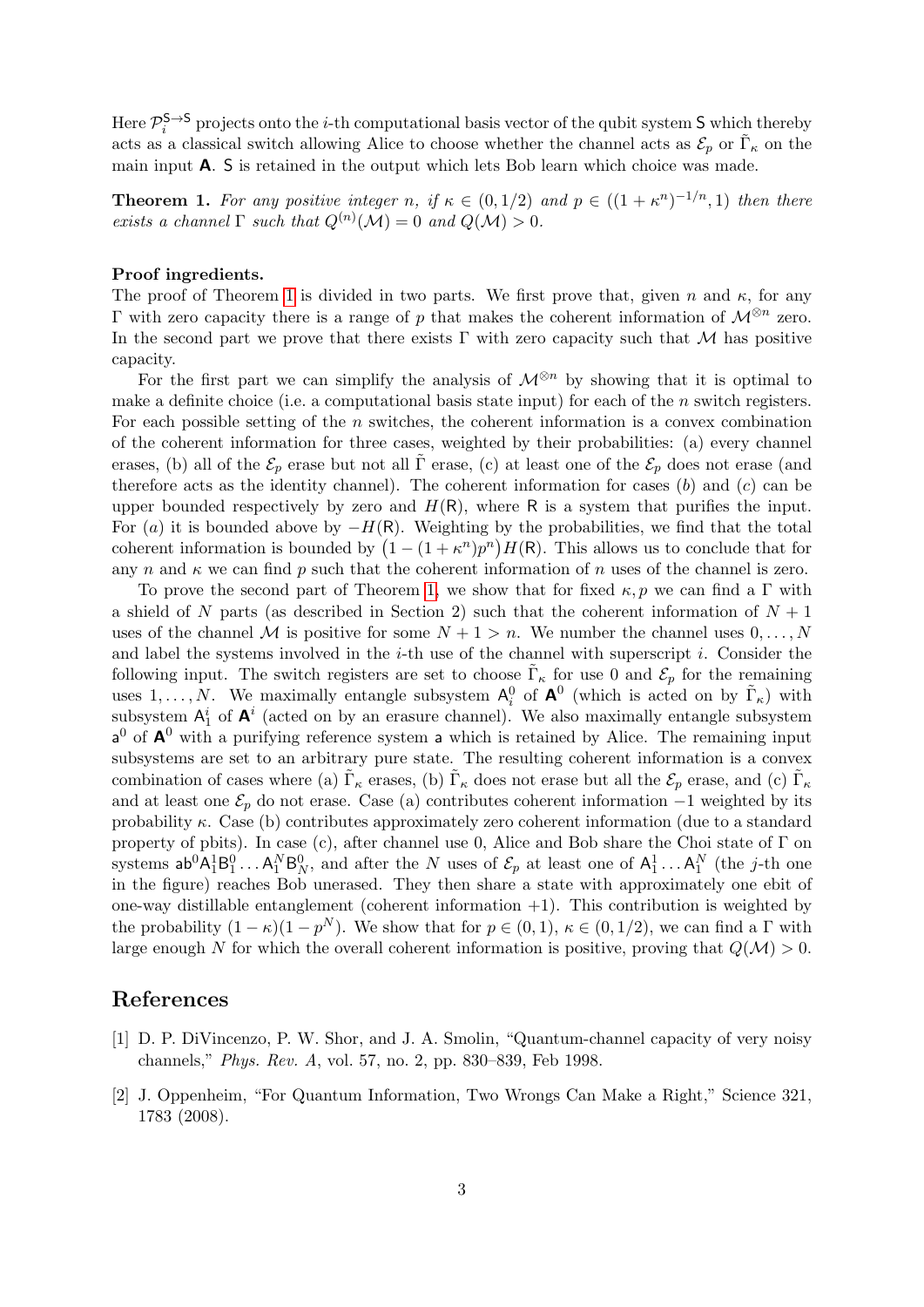Here $\mathcal{P}_i^{\mathsf{S}\to\mathsf{S}}$ projects onto the $i$-th computational basis vector of the qubit system $\mathsf{S}$ which thereby acts as a classical switch allowing Alice to choose whether the channel acts as $\mathcal{E}_p$ or $\tilde{\Gamma}_\kappa$ on the main input $\mathbf{A}$. $\mathsf{S}$ is retained in the output which lets Bob learn which choice was made.

**Theorem 1.** *For any positive integer $n$, if $\kappa \in (0, 1/2)$ and $p \in ((1+\kappa^n)^{-1/n}, 1)$ then there exists a channel $\Gamma$ such that $Q^{(n)}(\mathcal{M}) = 0$ and $Q(\mathcal{M}) > 0$.*

**Proof ingredients.**

The proof of Theorem 1 is divided in two parts. We first prove that, given $n$ and $\kappa$, for any $\Gamma$ with zero capacity there is a range of $p$ that makes the coherent information of $\mathcal{M}^{\otimes n}$ zero. In the second part we prove that there exists $\Gamma$ with zero capacity such that $\mathcal{M}$ has positive capacity.

For the first part we can simplify the analysis of $\mathcal{M}^{\otimes n}$ by showing that it is optimal to make a definite choice (i.e. a computational basis state input) for each of the $n$ switch registers. For each possible setting of the $n$ switches, the coherent information is a convex combination of the coherent information for three cases, weighted by their probabilities: (a) every channel erases, (b) all of the $\mathcal{E}_p$ erase but not all $\tilde{\Gamma}$ erase, (c) at least one of the $\mathcal{E}_p$ does not erase (and therefore acts as the identity channel). The coherent information for cases $(b)$ and $(c)$ can be upper bounded respectively by zero and $H(\mathsf{R})$, where $\mathsf{R}$ is a system that purifies the input. For $(a)$ it is bounded above by $-H(\mathsf{R})$. Weighting by the probabilities, we find that the total coherent information is bounded by $\left(1-(1+\kappa^n)p^n\right)H(\mathsf{R})$. This allows us to conclude that for any $n$ and $\kappa$ we can find $p$ such that the coherent information of $n$ uses of the channel is zero.

To prove the second part of Theorem 1, we show that for fixed $\kappa, p$ we can find a $\Gamma$ with a shield of $N$ parts (as described in Section 2) such that the coherent information of $N+1$ uses of the channel $\mathcal{M}$ is positive for some $N+1 > n$. We number the channel uses $0, \dots, N$ and label the systems involved in the $i$-th use of the channel with superscript $i$. Consider the following input. The switch registers are set to choose $\tilde{\Gamma}_\kappa$ for use 0 and $\mathcal{E}_p$ for the remaining uses $1, \dots, N$. We maximally entangle subsystem $\mathsf{A}_i^0$ of $\mathbf{A}^0$ (which is acted on by $\tilde{\Gamma}_\kappa$) with subsystem $\mathsf{A}_1^i$ of $\mathbf{A}^i$ (acted on by an erasure channel). We also maximally entangle subsystem $\mathsf{a}^0$ of $\mathbf{A}^0$ with a purifying reference system $\mathsf{a}$ which is retained by Alice. The remaining input subsystems are set to an arbitrary pure state. The resulting coherent information is a convex combination of cases where (a) $\tilde{\Gamma}_\kappa$ erases, (b) $\tilde{\Gamma}_\kappa$ does not erase but all the $\mathcal{E}_p$ erase, and (c) $\tilde{\Gamma}_\kappa$ and at least one $\mathcal{E}_p$ do not erase. Case (a) contributes coherent information $-1$ weighted by its probability $\kappa$. Case (b) contributes approximately zero coherent information (due to a standard property of pbits). In case (c), after channel use 0, Alice and Bob share the Choi state of $\Gamma$ on systems $\mathsf{ab}^0\mathsf{A}_1^1\mathsf{B}_1^0 \dots \mathsf{A}_1^N\mathsf{B}_N^0$, and after the $N$ uses of $\mathcal{E}_p$ at least one of $\mathsf{A}_1^1 \dots \mathsf{A}_1^N$ (the $j$-th one in the figure) reaches Bob unerased. They then share a state with approximately one ebit of one-way distillable entanglement (coherent information $+1$). This contribution is weighted by the probability $(1-\kappa)(1-p^N)$. We show that for $p \in (0,1)$, $\kappa \in (0, 1/2)$, we can find a $\Gamma$ with large enough $N$ for which the overall coherent information is positive, proving that $Q(\mathcal{M}) > 0$.

## References

[1] D. P. DiVincenzo, P. W. Shor, and J. A. Smolin, "Quantum-channel capacity of very noisy channels," *Phys. Rev. A*, vol. 57, no. 2, pp. 830–839, Feb 1998.

[2] J. Oppenheim, "For Quantum Information, Two Wrongs Can Make a Right," Science 321, 1783 (2008).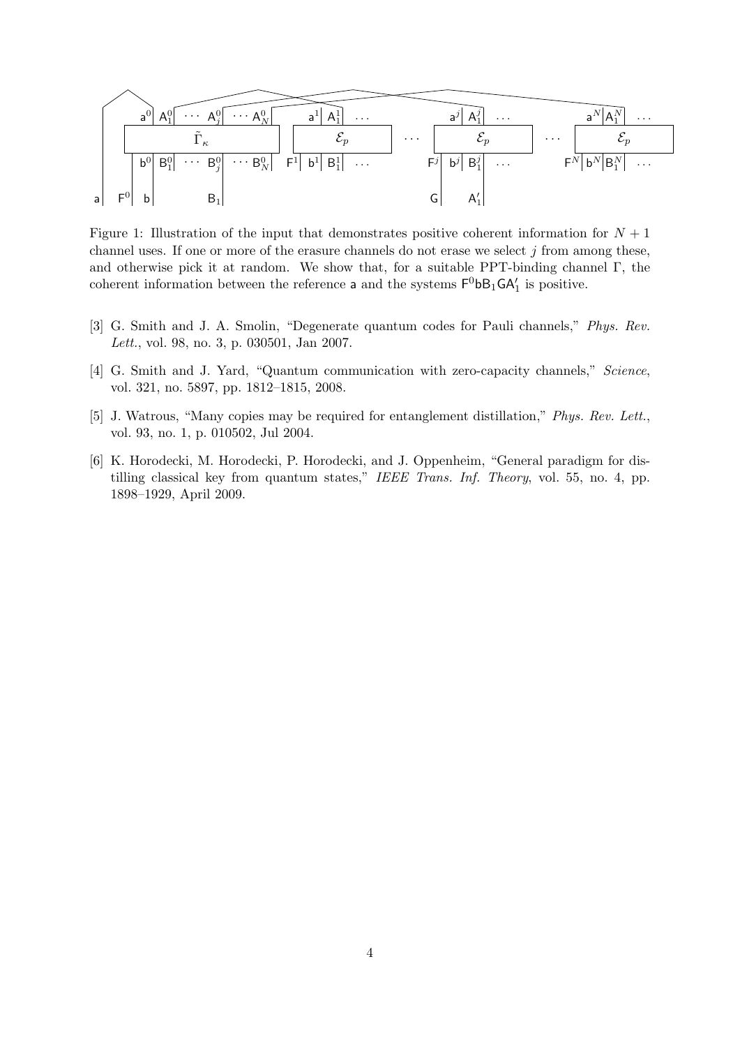Figure 1: Illustration of the input that demonstrates positive coherent information for $N+1$ channel uses. If one or more of the erasure channels do not erase we select $j$ from among these, and otherwise pick it at random. We show that, for a suitable PPT-binding channel $\Gamma$, the coherent information between the reference $\mathsf{a}$ and the systems $\mathsf{F}^0\mathsf{b}\mathsf{B}_1\mathsf{G}\mathsf{A}'_1$ is positive.

[3] G. Smith and J. A. Smolin, "Degenerate quantum codes for Pauli channels," *Phys. Rev. Lett.*, vol. 98, no. 3, p. 030501, Jan 2007.

[4] G. Smith and J. Yard, "Quantum communication with zero-capacity channels," *Science*, vol. 321, no. 5897, pp. 1812–1815, 2008.

[5] J. Watrous, "Many copies may be required for entanglement distillation," *Phys. Rev. Lett.*, vol. 93, no. 1, p. 010502, Jul 2004.

[6] K. Horodecki, M. Horodecki, P. Horodecki, and J. Oppenheim, "General paradigm for distilling classical key from quantum states," *IEEE Trans. Inf. Theory*, vol. 55, no. 4, pp. 1898–1929, April 2009.